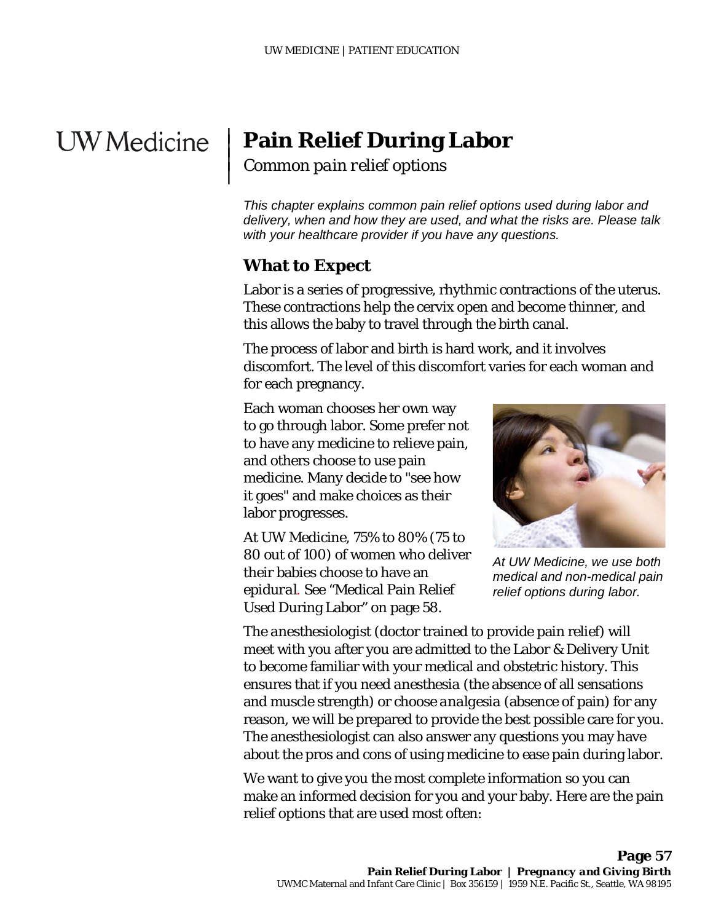# Pain Relief During Labor

*Common pain relief options*

*This chapter explains common pain relief options used during labor and delivery, when and how they are used, and what the risks are. Please talk with your healthcare provider if you have any questions.*

## What to Expect

Labor is a series of progressive, rhythmic contractions of the uterus. These contractions help the cervix open and become thinner, and this allows the baby to travel through the birth canal.

The process of labor and birth is hard work, and it involves discomfort. The level of this discomfort varies for each woman and for each pregnancy.

Each woman chooses her own way to go through labor. Some prefer not to have any medicine to relieve pain, and others choose to use pain medicine. Many decide to "see how it goes" and make choices as their labor progresses.

*At UW Medicine, we use both medical and non-medical pain relief options during labor.*

At UW Medicine, 75% to 80% (75 to 80 out of 100) of women who deliver their babies choose to have an *epidural*. See "Medical Pain Relief Used During Labor" on page 58.

The anesthesiologist (doctor trained to provide pain relief) will meet with you after you are admitted to the Labor & Delivery Unit to become familiar with your medical and obstetric history. This ensures that if you need *anesthesia* (the absence of all sensations and muscle strength) or choose *analgesia* (absence of pain) for any reason, we will be prepared to provide the best possible care for you. The anesthesiologist can also answer any questions you may have about the pros and cons of using medicine to ease pain during labor.

We want to give you the most complete information so you can make an informed decision for you and your baby. Here are the pain relief options that are used most often: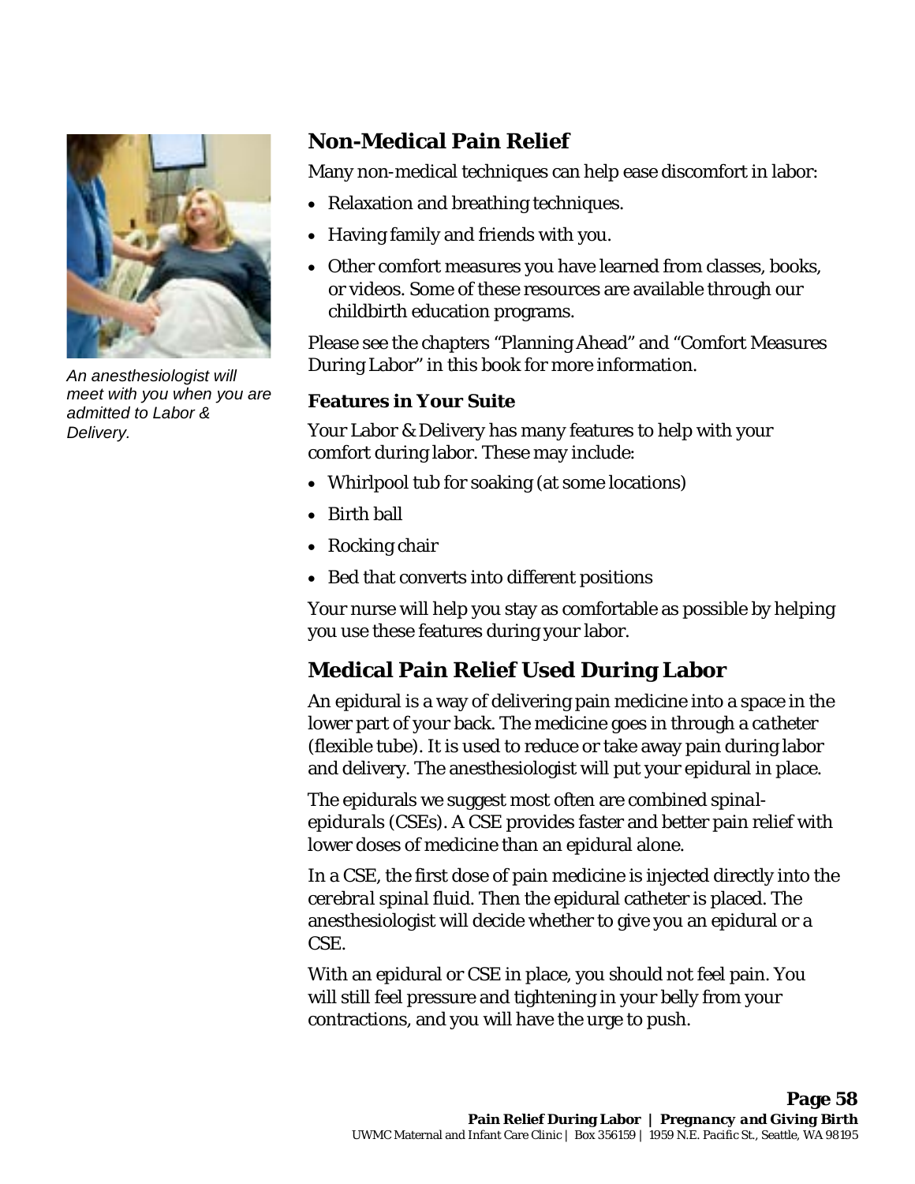## Non-Medical Pain Relief

Many non-medical techniques can help ease discomfort in labor:

- Relaxation and breathing techniques.
- Having family and friends with you.
- Other comfort measures you have learned from classes, books, or videos. Some of these resources are available through our childbirth education programs.

Please see the chapters "Planning Ahead" and "Comfort Measures During Labor" in this book for more information.

*An anesthesiologist will meet with you when you are admitted to Labor & Delivery.*

### Features in Your Suite

Your Labor & Delivery has many features to help with your comfort during labor. These may include:

- Whirlpool tub for soaking (at some locations)
- Birth ball
- Rocking chair
- Bed that converts into different positions

Your nurse will help you stay as comfortable as possible by helping you use these features during your labor.

## Medical Pain Relief Used During Labor

An epidural is a way of delivering pain medicine into a space in the lower part of your back. The medicine goes in through a *catheter* (flexible tube). It is used to reduce or take away pain during labor and delivery. The anesthesiologist will put your epidural in place.

The epidurals we suggest most often are *combined spinal-epidurals* (CSEs). A CSE provides faster and better pain relief with lower doses of medicine than an epidural alone.

In a CSE, the first dose of pain medicine is injected directly into the *cerebral spinal fluid*. Then the epidural catheter is placed. The anesthesiologist will decide whether to give you an epidural or a CSE.

With an epidural or CSE in place, you should not feel pain. You will still feel pressure and tightening in your belly from your contractions, and you will have the urge to push.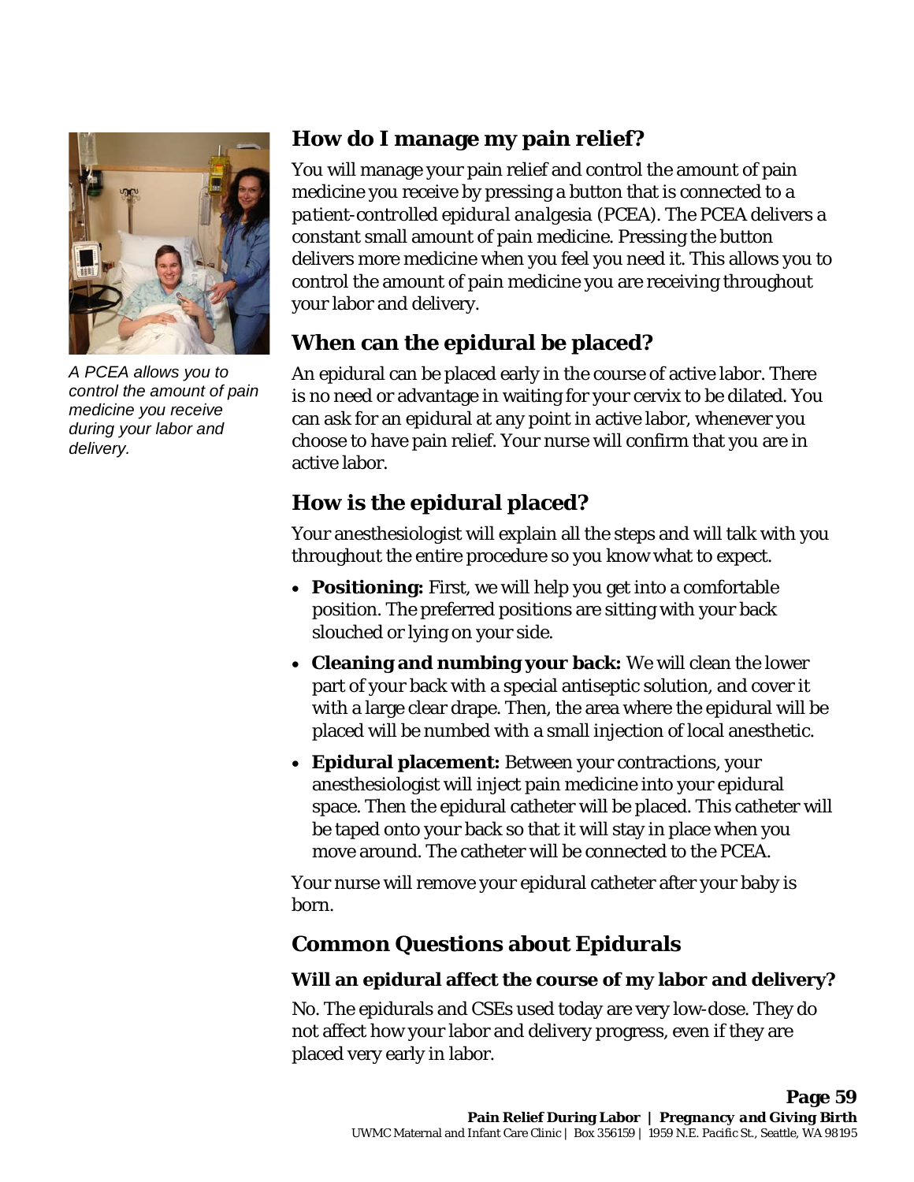A PCEA allows you to control the amount of pain medicine you receive during your labor and delivery.

## How do I manage my pain relief?

You will manage your pain relief and control the amount of pain medicine you receive by pressing a button that is connected to a *patient-controlled epidural analgesia* (PCEA). The PCEA delivers a constant small amount of pain medicine. Pressing the button delivers more medicine when you feel you need it. This allows you to control the amount of pain medicine you are receiving throughout your labor and delivery.

## When can the epidural be placed?

An epidural can be placed early in the course of active labor. There is no need or advantage in waiting for your cervix to be dilated. You can ask for an epidural at any point in active labor, whenever you choose to have pain relief. Your nurse will confirm that you are in active labor.

## How is the epidural placed?

Your anesthesiologist will explain all the steps and will talk with you throughout the entire procedure so you know what to expect.

- **Positioning:** First, we will help you get into a comfortable position. The preferred positions are sitting with your back slouched or lying on your side.
- **Cleaning and numbing your back:** We will clean the lower part of your back with a special antiseptic solution, and cover it with a large clear drape. Then, the area where the epidural will be placed will be numbed with a small injection of local anesthetic.
- **Epidural placement:** Between your contractions, your anesthesiologist will inject pain medicine into your epidural space. Then the epidural catheter will be placed. This catheter will be taped onto your back so that it will stay in place when you move around. The catheter will be connected to the PCEA.

Your nurse will remove your epidural catheter after your baby is born.

## Common Questions about Epidurals

### Will an epidural affect the course of my labor and delivery?

No. The epidurals and CSEs used today are very low-dose. They do not affect how your labor and delivery progress, even if they are placed very early in labor.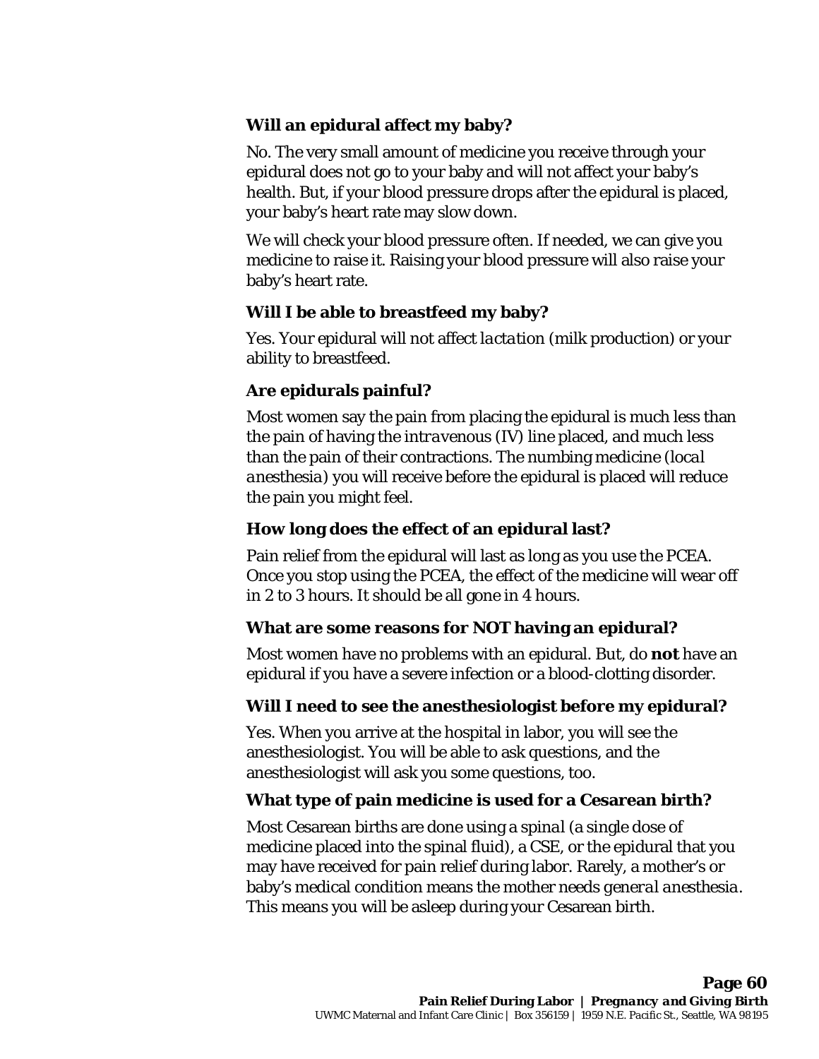### Will an epidural affect my baby?

No. The very small amount of medicine you receive through your epidural does not go to your baby and will not affect your baby's health. But, if your blood pressure drops after the epidural is placed, your baby's heart rate may slow down.

We will check your blood pressure often. If needed, we can give you medicine to raise it. Raising your blood pressure will also raise your baby's heart rate.

### Will I be able to breastfeed my baby?

Yes. Your epidural will not affect *lactation* (milk production) or your ability to breastfeed.

### Are epidurals painful?

Most women say the pain from placing the epidural is much less than the pain of having the *intravenous* (IV) line placed, and much less than the pain of their contractions. The numbing medicine (*local anesthesia*) you will receive before the epidural is placed will reduce the pain you might feel.

### How long does the effect of an epidural last?

Pain relief from the epidural will last as long as you use the PCEA. Once you stop using the PCEA, the effect of the medicine will wear off in 2 to 3 hours. It should be all gone in 4 hours.

### What are some reasons for NOT having an epidural?

Most women have no problems with an epidural. But, do **not** have an epidural if you have a severe infection or a blood-clotting disorder.

### Will I need to see the anesthesiologist before my epidural?

Yes. When you arrive at the hospital in labor, you will see the anesthesiologist. You will be able to ask questions, and the anesthesiologist will ask you some questions, too.

### What type of pain medicine is used for a Cesarean birth?

Most Cesarean births are done using a *spinal* (a single dose of medicine placed into the spinal fluid), a CSE, or the epidural that you may have received for pain relief during labor. Rarely, a mother's or baby's medical condition means the mother needs *general anesthesia*. This means you will be asleep during your Cesarean birth.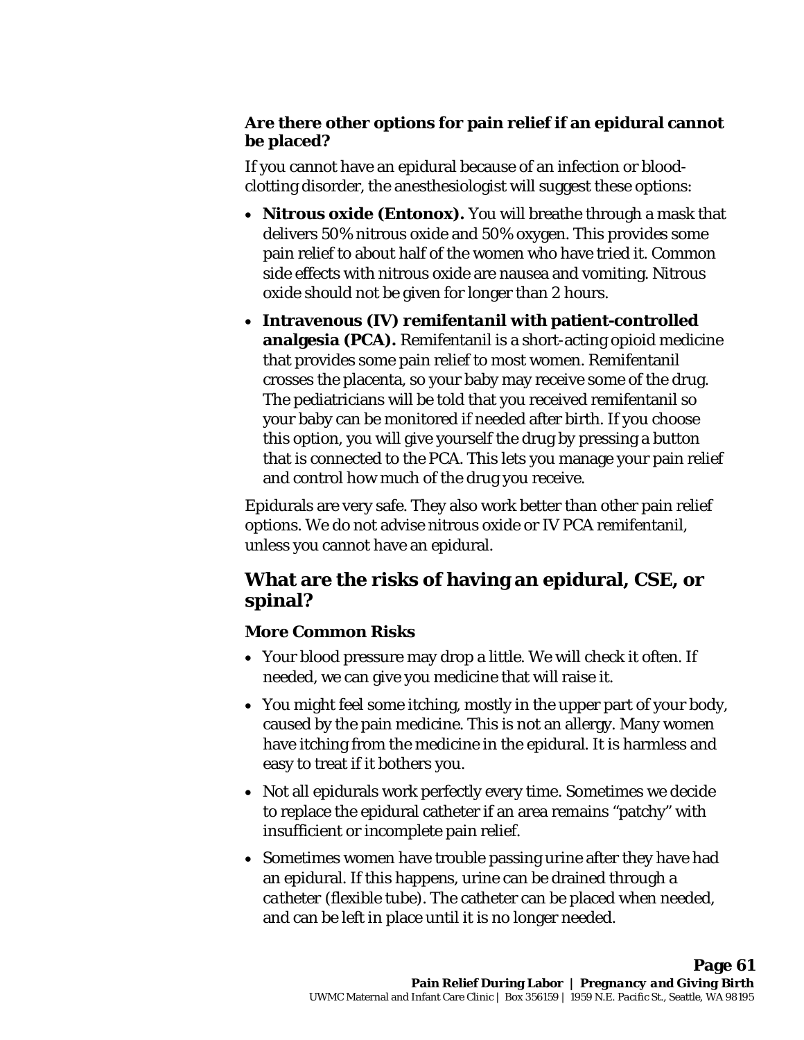### Are there other options for pain relief if an epidural cannot be placed?

If you cannot have an epidural because of an infection or blood-clotting disorder, the anesthesiologist will suggest these options:

- **Nitrous oxide (Entonox).** You will breathe through a mask that delivers 50% nitrous oxide and 50% oxygen. This provides some pain relief to about half of the women who have tried it. Common side effects with nitrous oxide are nausea and vomiting. Nitrous oxide should not be given for longer than 2 hours.
- **Intravenous (IV) remifentanil with patient-controlled analgesia (PCA).** Remifentanil is a short-acting opioid medicine that provides some pain relief to most women. Remifentanil crosses the placenta, so your baby may receive some of the drug. The pediatricians will be told that you received remifentanil so your baby can be monitored if needed after birth. If you choose this option, you will give yourself the drug by pressing a button that is connected to the PCA. This lets you manage your pain relief and control how much of the drug you receive.

Epidurals are very safe. They also work better than other pain relief options. We do not advise nitrous oxide or IV PCA remifentanil, unless you cannot have an epidural.

## What are the risks of having an epidural, CSE, or spinal?

### More Common Risks

- Your blood pressure may drop a little. We will check it often. If needed, we can give you medicine that will raise it.
- You might feel some itching, mostly in the upper part of your body, caused by the pain medicine. This is not an allergy. Many women have itching from the medicine in the epidural. It is harmless and easy to treat if it bothers you.
- Not all epidurals work perfectly every time. Sometimes we decide to replace the epidural catheter if an area remains "patchy" with insufficient or incomplete pain relief.
- Sometimes women have trouble passing urine after they have had an epidural. If this happens, urine can be drained through a *catheter* (flexible tube). The catheter can be placed when needed, and can be left in place until it is no longer needed.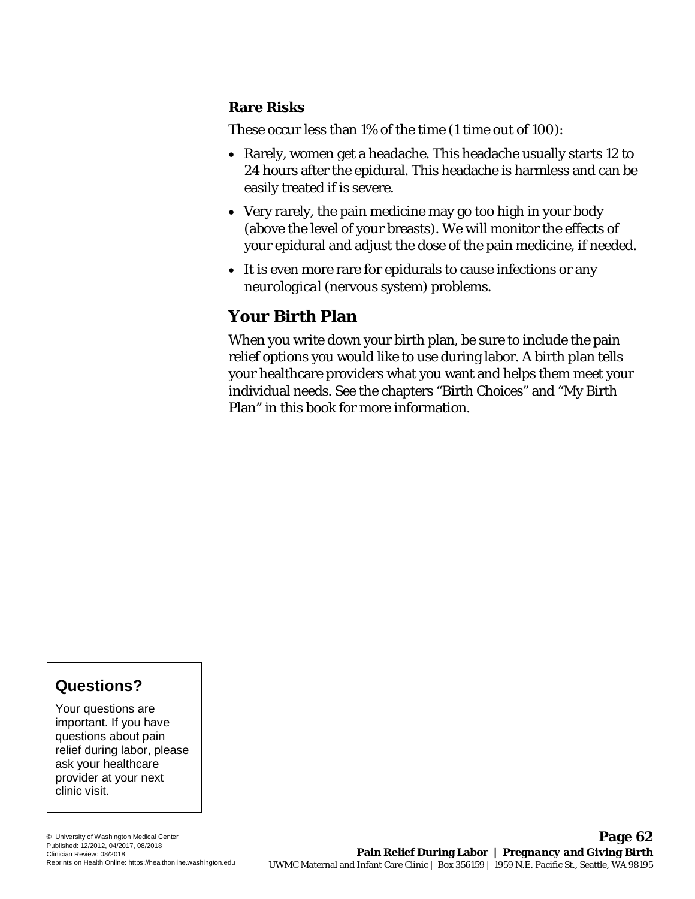### Rare Risks

These occur less than 1% of the time (1 time out of 100):

- Rarely, women get a headache. This headache usually starts 12 to 24 hours after the epidural. This headache is harmless and can be easily treated if is severe.
- Very rarely, the pain medicine may go too high in your body (above the level of your breasts). We will monitor the effects of your epidural and adjust the dose of the pain medicine, if needed.
- It is even more rare for epidurals to cause infections or any *neurological* (nervous system) problems.

## Your Birth Plan

When you write down your birth plan, be sure to include the pain relief options you would like to use during labor. A birth plan tells your healthcare providers what you want and helps them meet your individual needs. See the chapters "Birth Choices" and "My Birth Plan" in this book for more information.

**Questions?**

Your questions are important. If you have questions about pain relief during labor, please ask your healthcare provider at your next clinic visit.

© University of Washington Medical Center
Published: 12/2012, 04/2017, 08/2018
Clinician Review: 08/2018
Reprints on Health Online: https://healthonline.washington.edu